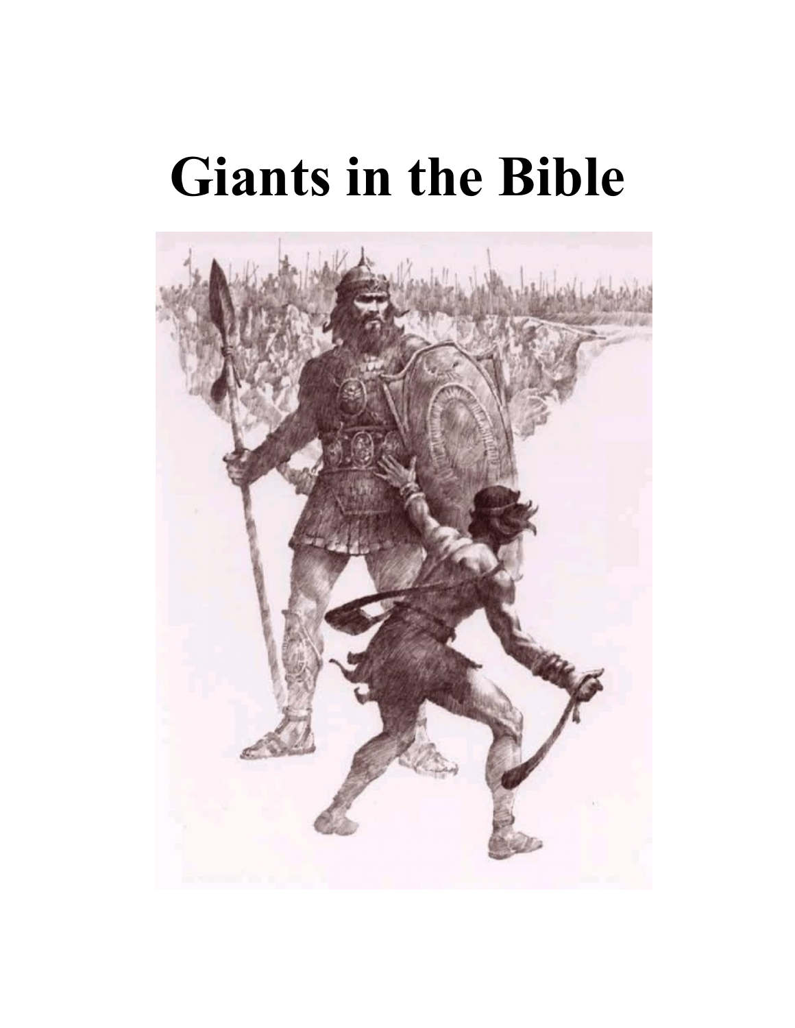# Giants in the Bible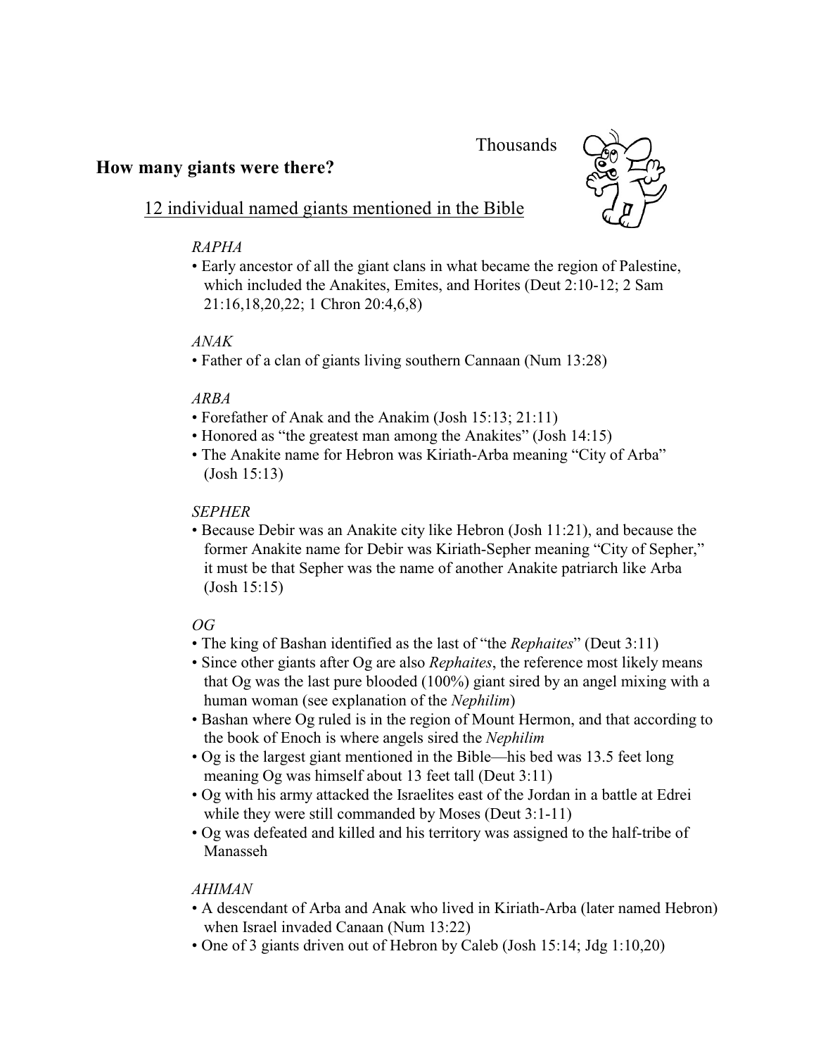Thousands

## How many giants were there?

### 12 individual named giants mentioned in the Bible

*RAPHA*

- Early ancestor of all the giant clans in what became the region of Palestine, which included the Anakites, Emites, and Horites (Deut 2:10-12; 2 Sam 21:16,18,20,22; 1 Chron 20:4,6,8)

*ANAK*

- Father of a clan of giants living southern Cannaan (Num 13:28)

*ARBA*

- Forefather of Anak and the Anakim (Josh 15:13; 21:11)
- Honored as "the greatest man among the Anakites" (Josh 14:15)
- The Anakite name for Hebron was Kiriath-Arba meaning "City of Arba" (Josh 15:13)

*SEPHER*

- Because Debir was an Anakite city like Hebron (Josh 11:21), and because the former Anakite name for Debir was Kiriath-Sepher meaning "City of Sepher," it must be that Sepher was the name of another Anakite patriarch like Arba (Josh 15:15)

*OG*

- The king of Bashan identified as the last of "the *Rephaites*" (Deut 3:11)
- Since other giants after Og are also *Rephaites*, the reference most likely means that Og was the last pure blooded (100%) giant sired by an angel mixing with a human woman (see explanation of the *Nephilim*)
- Bashan where Og ruled is in the region of Mount Hermon, and that according to the book of Enoch is where angels sired the *Nephilim*
- Og is the largest giant mentioned in the Bible—his bed was 13.5 feet long meaning Og was himself about 13 feet tall (Deut 3:11)
- Og with his army attacked the Israelites east of the Jordan in a battle at Edrei while they were still commanded by Moses (Deut 3:1-11)
- Og was defeated and killed and his territory was assigned to the half-tribe of Manasseh

*AHIMAN*

- A descendant of Arba and Anak who lived in Kiriath-Arba (later named Hebron) when Israel invaded Canaan (Num 13:22)
- One of 3 giants driven out of Hebron by Caleb (Josh 15:14; Jdg 1:10,20)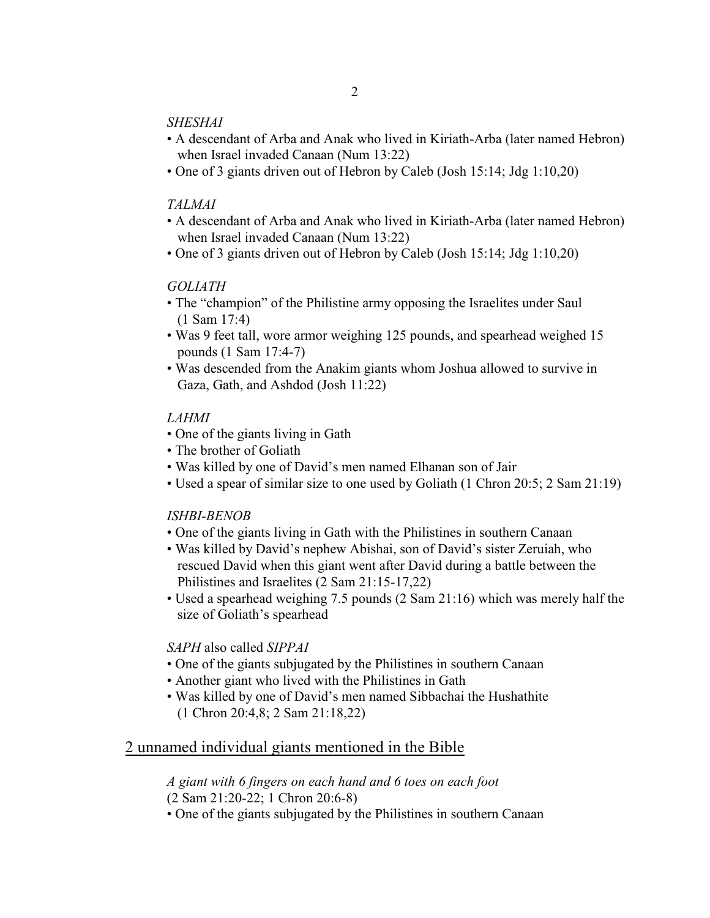*SHESHAI*

- A descendant of Arba and Anak who lived in Kiriath-Arba (later named Hebron) when Israel invaded Canaan (Num 13:22)
- One of 3 giants driven out of Hebron by Caleb (Josh 15:14; Jdg 1:10,20)

*TALMAI*

- A descendant of Arba and Anak who lived in Kiriath-Arba (later named Hebron) when Israel invaded Canaan (Num 13:22)
- One of 3 giants driven out of Hebron by Caleb (Josh 15:14; Jdg 1:10,20)

*GOLIATH*

- The "champion" of the Philistine army opposing the Israelites under Saul (1 Sam 17:4)
- Was 9 feet tall, wore armor weighing 125 pounds, and spearhead weighed 15 pounds (1 Sam 17:4-7)
- Was descended from the Anakim giants whom Joshua allowed to survive in Gaza, Gath, and Ashdod (Josh 11:22)

*LAHMI*

- One of the giants living in Gath
- The brother of Goliath
- Was killed by one of David's men named Elhanan son of Jair
- Used a spear of similar size to one used by Goliath (1 Chron 20:5; 2 Sam 21:19)

*ISHBI-BENOB*

- One of the giants living in Gath with the Philistines in southern Canaan
- Was killed by David's nephew Abishai, son of David's sister Zeruiah, who rescued David when this giant went after David during a battle between the Philistines and Israelites (2 Sam 21:15-17,22)
- Used a spearhead weighing 7.5 pounds (2 Sam 21:16) which was merely half the size of Goliath's spearhead

*SAPH* also called *SIPPAI*

- One of the giants subjugated by the Philistines in southern Canaan
- Another giant who lived with the Philistines in Gath
- Was killed by one of David's men named Sibbachai the Hushathite (1 Chron 20:4,8; 2 Sam 21:18,22)

## 2 unnamed individual giants mentioned in the Bible

*A giant with 6 fingers on each hand and 6 toes on each foot*
(2 Sam 21:20-22; 1 Chron 20:6-8)

- One of the giants subjugated by the Philistines in southern Canaan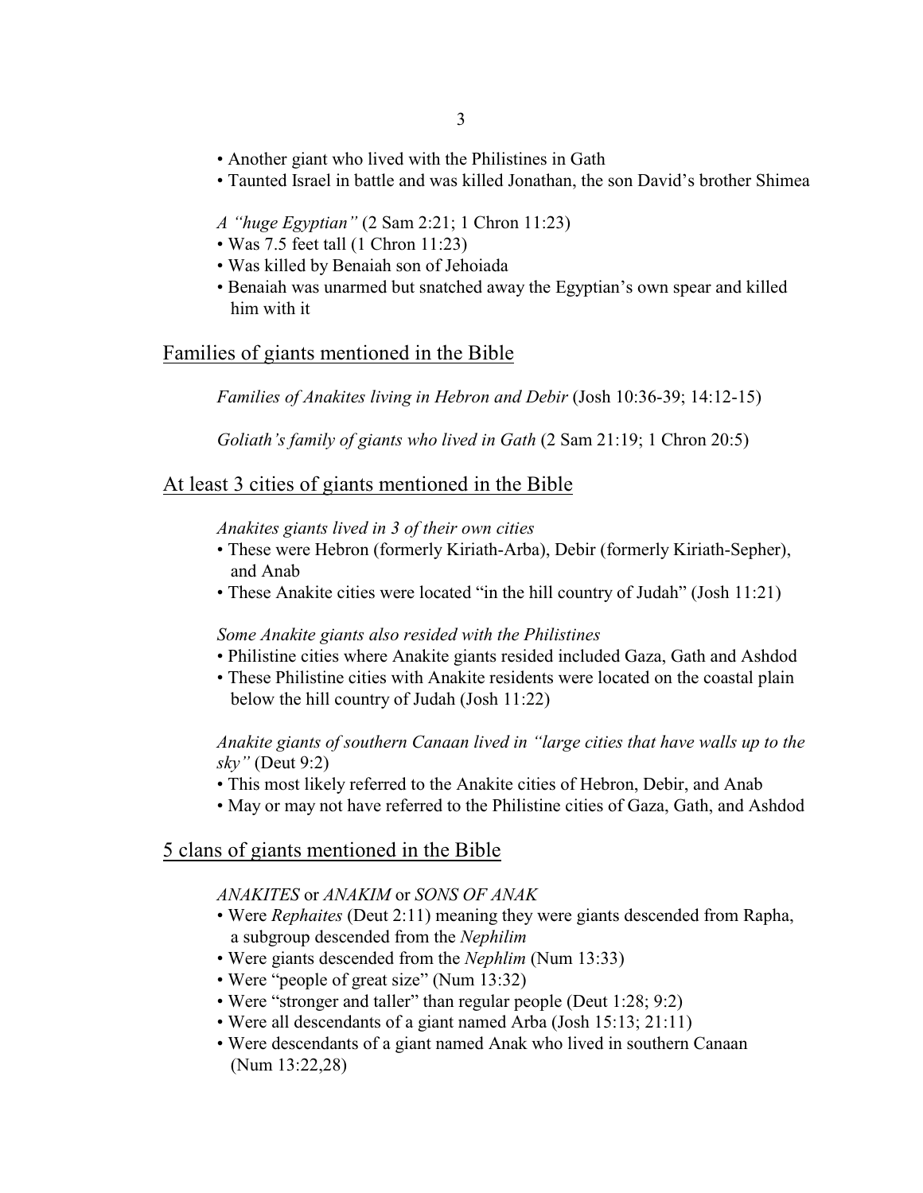- Another giant who lived with the Philistines in Gath
- Taunted Israel in battle and was killed Jonathan, the son David's brother Shimea

*A "huge Egyptian"* (2 Sam 2:21; 1 Chron 11:23)
- Was 7.5 feet tall (1 Chron 11:23)
- Was killed by Benaiah son of Jehoiada
- Benaiah was unarmed but snatched away the Egyptian's own spear and killed him with it

## Families of giants mentioned in the Bible

*Families of Anakites living in Hebron and Debir* (Josh 10:36-39; 14:12-15)

*Goliath's family of giants who lived in Gath* (2 Sam 21:19; 1 Chron 20:5)

## At least 3 cities of giants mentioned in the Bible

*Anakites giants lived in 3 of their own cities*
- These were Hebron (formerly Kiriath-Arba), Debir (formerly Kiriath-Sepher), and Anab
- These Anakite cities were located "in the hill country of Judah" (Josh 11:21)

*Some Anakite giants also resided with the Philistines*
- Philistine cities where Anakite giants resided included Gaza, Gath and Ashdod
- These Philistine cities with Anakite residents were located on the coastal plain below the hill country of Judah (Josh 11:22)

*Anakite giants of southern Canaan lived in "large cities that have walls up to the sky"* (Deut 9:2)
- This most likely referred to the Anakite cities of Hebron, Debir, and Anab
- May or may not have referred to the Philistine cities of Gaza, Gath, and Ashdod

## 5 clans of giants mentioned in the Bible

*ANAKITES* or *ANAKIM* or *SONS OF ANAK*
- Were *Rephaites* (Deut 2:11) meaning they were giants descended from Rapha, a subgroup descended from the *Nephilim*
- Were giants descended from the *Nephlim* (Num 13:33)
- Were "people of great size" (Num 13:32)
- Were "stronger and taller" than regular people (Deut 1:28; 9:2)
- Were all descendants of a giant named Arba (Josh 15:13; 21:11)
- Were descendants of a giant named Anak who lived in southern Canaan (Num 13:22,28)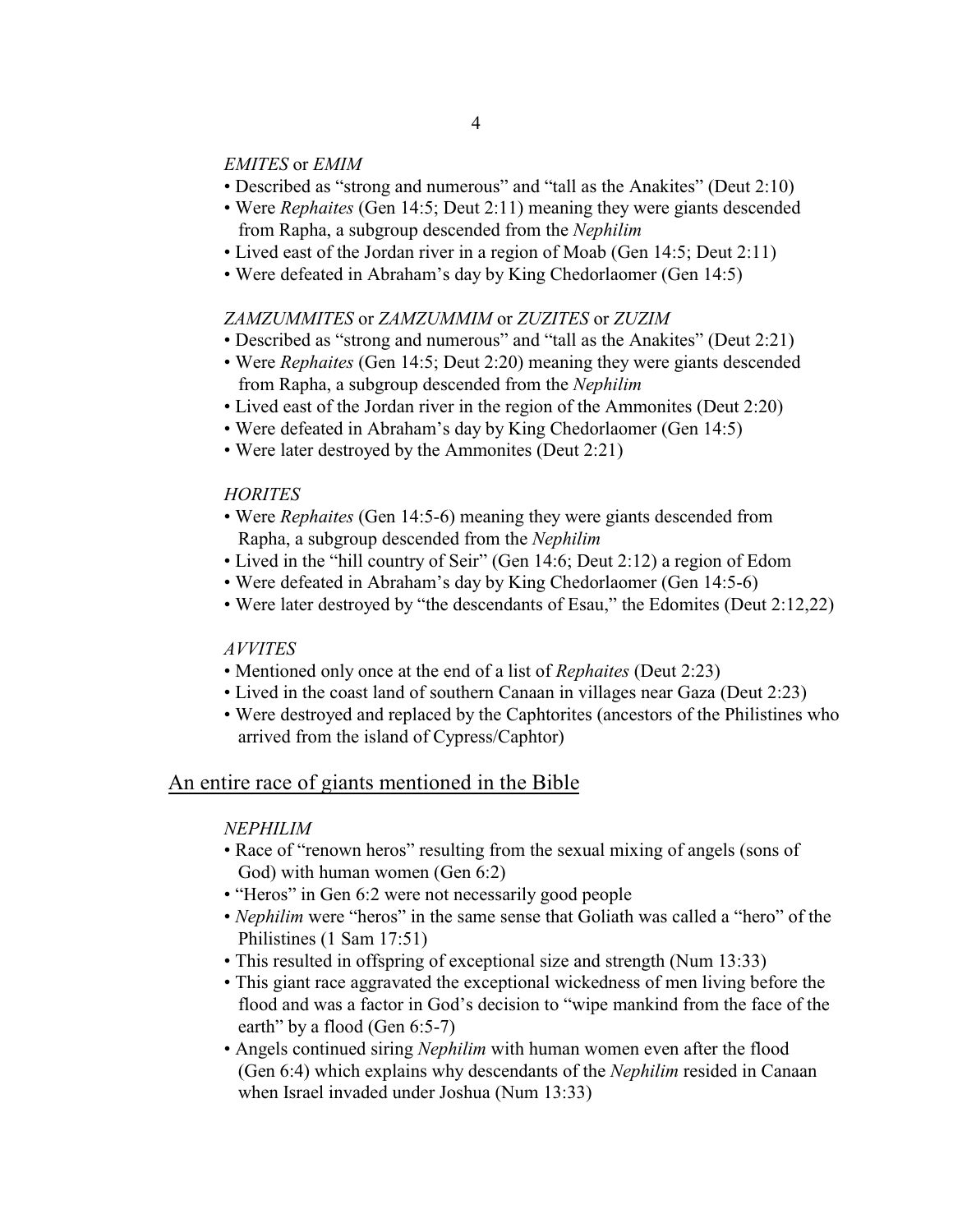*EMITES* or *EMIM*

- Described as "strong and numerous" and "tall as the Anakites" (Deut 2:10)
- Were *Rephaites* (Gen 14:5; Deut 2:11) meaning they were giants descended from Rapha, a subgroup descended from the *Nephilim*
- Lived east of the Jordan river in a region of Moab (Gen 14:5; Deut 2:11)
- Were defeated in Abraham's day by King Chedorlaomer (Gen 14:5)

*ZAMZUMMITES* or *ZAMZUMMIM* or *ZUZITES* or *ZUZIM*

- Described as "strong and numerous" and "tall as the Anakites" (Deut 2:21)
- Were *Rephaites* (Gen 14:5; Deut 2:20) meaning they were giants descended from Rapha, a subgroup descended from the *Nephilim*
- Lived east of the Jordan river in the region of the Ammonites (Deut 2:20)
- Were defeated in Abraham's day by King Chedorlaomer (Gen 14:5)
- Were later destroyed by the Ammonites (Deut 2:21)

*HORITES*

- Were *Rephaites* (Gen 14:5-6) meaning they were giants descended from Rapha, a subgroup descended from the *Nephilim*
- Lived in the "hill country of Seir" (Gen 14:6; Deut 2:12) a region of Edom
- Were defeated in Abraham's day by King Chedorlaomer (Gen 14:5-6)
- Were later destroyed by "the descendants of Esau," the Edomites (Deut 2:12,22)

*AVVITES*

- Mentioned only once at the end of a list of *Rephaites* (Deut 2:23)
- Lived in the coast land of southern Canaan in villages near Gaza (Deut 2:23)
- Were destroyed and replaced by the Caphtorites (ancestors of the Philistines who arrived from the island of Cypress/Caphtor)

## An entire race of giants mentioned in the Bible

*NEPHILIM*

- Race of "renown heros" resulting from the sexual mixing of angels (sons of God) with human women (Gen 6:2)
- "Heros" in Gen 6:2 were not necessarily good people
- *Nephilim* were "heros" in the same sense that Goliath was called a "hero" of the Philistines (1 Sam 17:51)
- This resulted in offspring of exceptional size and strength (Num 13:33)
- This giant race aggravated the exceptional wickedness of men living before the flood and was a factor in God's decision to "wipe mankind from the face of the earth" by a flood (Gen 6:5-7)
- Angels continued siring *Nephilim* with human women even after the flood (Gen 6:4) which explains why descendants of the *Nephilim* resided in Canaan when Israel invaded under Joshua (Num 13:33)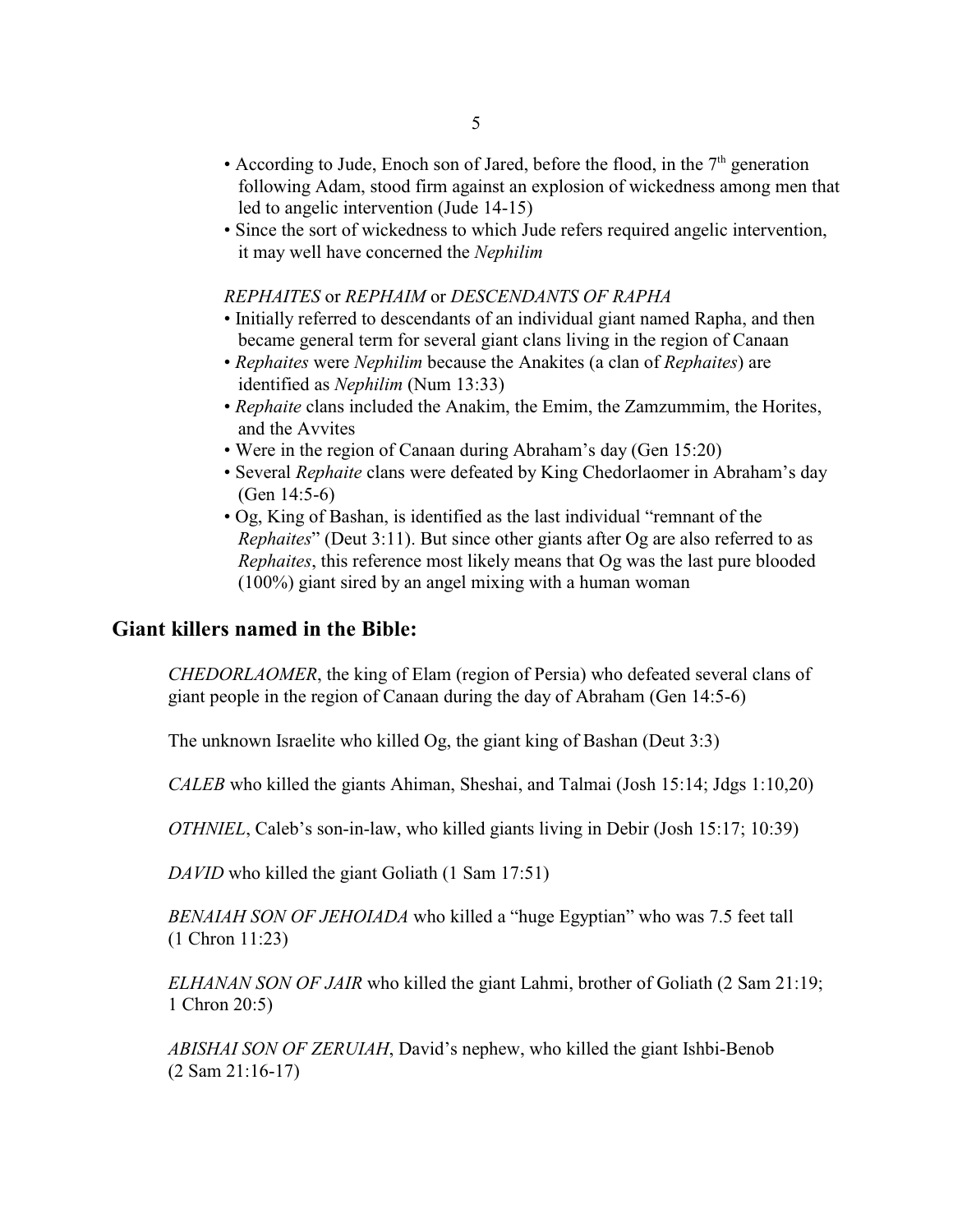- According to Jude, Enoch son of Jared, before the flood, in the 7th generation following Adam, stood firm against an explosion of wickedness among men that led to angelic intervention (Jude 14-15)
- Since the sort of wickedness to which Jude refers required angelic intervention, it may well have concerned the *Nephilim*

*REPHAITES* or *REPHAIM* or *DESCENDANTS OF RAPHA*

- Initially referred to descendants of an individual giant named Rapha, and then became general term for several giant clans living in the region of Canaan
- *Rephaites* were *Nephilim* because the Anakites (a clan of *Rephaites*) are identified as *Nephilim* (Num 13:33)
- *Rephaite* clans included the Anakim, the Emim, the Zamzummim, the Horites, and the Avvites
- Were in the region of Canaan during Abraham's day (Gen 15:20)
- Several *Rephaite* clans were defeated by King Chedorlaomer in Abraham's day (Gen 14:5-6)
- Og, King of Bashan, is identified as the last individual "remnant of the *Rephaites*" (Deut 3:11). But since other giants after Og are also referred to as *Rephaites*, this reference most likely means that Og was the last pure blooded (100%) giant sired by an angel mixing with a human woman

## Giant killers named in the Bible:

*CHEDORLAOMER*, the king of Elam (region of Persia) who defeated several clans of giant people in the region of Canaan during the day of Abraham (Gen 14:5-6)

The unknown Israelite who killed Og, the giant king of Bashan (Deut 3:3)

*CALEB* who killed the giants Ahiman, Sheshai, and Talmai (Josh 15:14; Jdgs 1:10,20)

*OTHNIEL*, Caleb's son-in-law, who killed giants living in Debir (Josh 15:17; 10:39)

*DAVID* who killed the giant Goliath (1 Sam 17:51)

*BENAIAH SON OF JEHOIADA* who killed a "huge Egyptian" who was 7.5 feet tall (1 Chron 11:23)

*ELHANAN SON OF JAIR* who killed the giant Lahmi, brother of Goliath (2 Sam 21:19; 1 Chron 20:5)

*ABISHAI SON OF ZERUIAH*, David's nephew, who killed the giant Ishbi-Benob (2 Sam 21:16-17)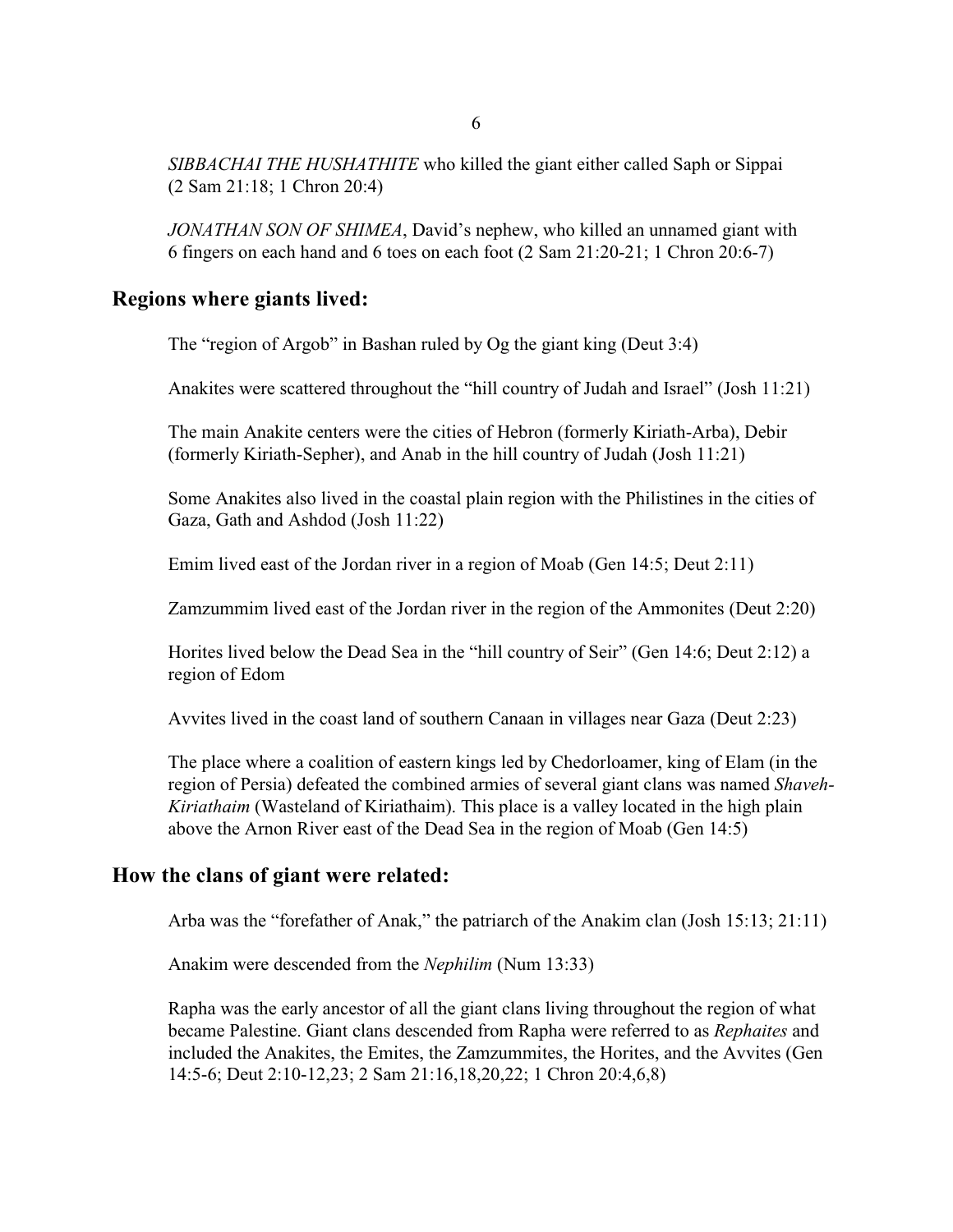*SIBBACHAI THE HUSHATHITE* who killed the giant either called Saph or Sippai (2 Sam 21:18; 1 Chron 20:4)

*JONATHAN SON OF SHIMEA*, David's nephew, who killed an unnamed giant with 6 fingers on each hand and 6 toes on each foot (2 Sam 21:20-21; 1 Chron 20:6-7)

## Regions where giants lived:

The "region of Argob" in Bashan ruled by Og the giant king (Deut 3:4)

Anakites were scattered throughout the "hill country of Judah and Israel" (Josh 11:21)

The main Anakite centers were the cities of Hebron (formerly Kiriath-Arba), Debir (formerly Kiriath-Sepher), and Anab in the hill country of Judah (Josh 11:21)

Some Anakites also lived in the coastal plain region with the Philistines in the cities of Gaza, Gath and Ashdod (Josh 11:22)

Emim lived east of the Jordan river in a region of Moab (Gen 14:5; Deut 2:11)

Zamzummim lived east of the Jordan river in the region of the Ammonites (Deut 2:20)

Horites lived below the Dead Sea in the "hill country of Seir" (Gen 14:6; Deut 2:12) a region of Edom

Avvites lived in the coast land of southern Canaan in villages near Gaza (Deut 2:23)

The place where a coalition of eastern kings led by Chedorloamer, king of Elam (in the region of Persia) defeated the combined armies of several giant clans was named *Shaveh-Kiriathaim* (Wasteland of Kiriathaim). This place is a valley located in the high plain above the Arnon River east of the Dead Sea in the region of Moab (Gen 14:5)

## How the clans of giant were related:

Arba was the "forefather of Anak," the patriarch of the Anakim clan (Josh 15:13; 21:11)

Anakim were descended from the *Nephilim* (Num 13:33)

Rapha was the early ancestor of all the giant clans living throughout the region of what became Palestine. Giant clans descended from Rapha were referred to as *Rephaites* and included the Anakites, the Emites, the Zamzummites, the Horites, and the Avvites (Gen 14:5-6; Deut 2:10-12,23; 2 Sam 21:16,18,20,22; 1 Chron 20:4,6,8)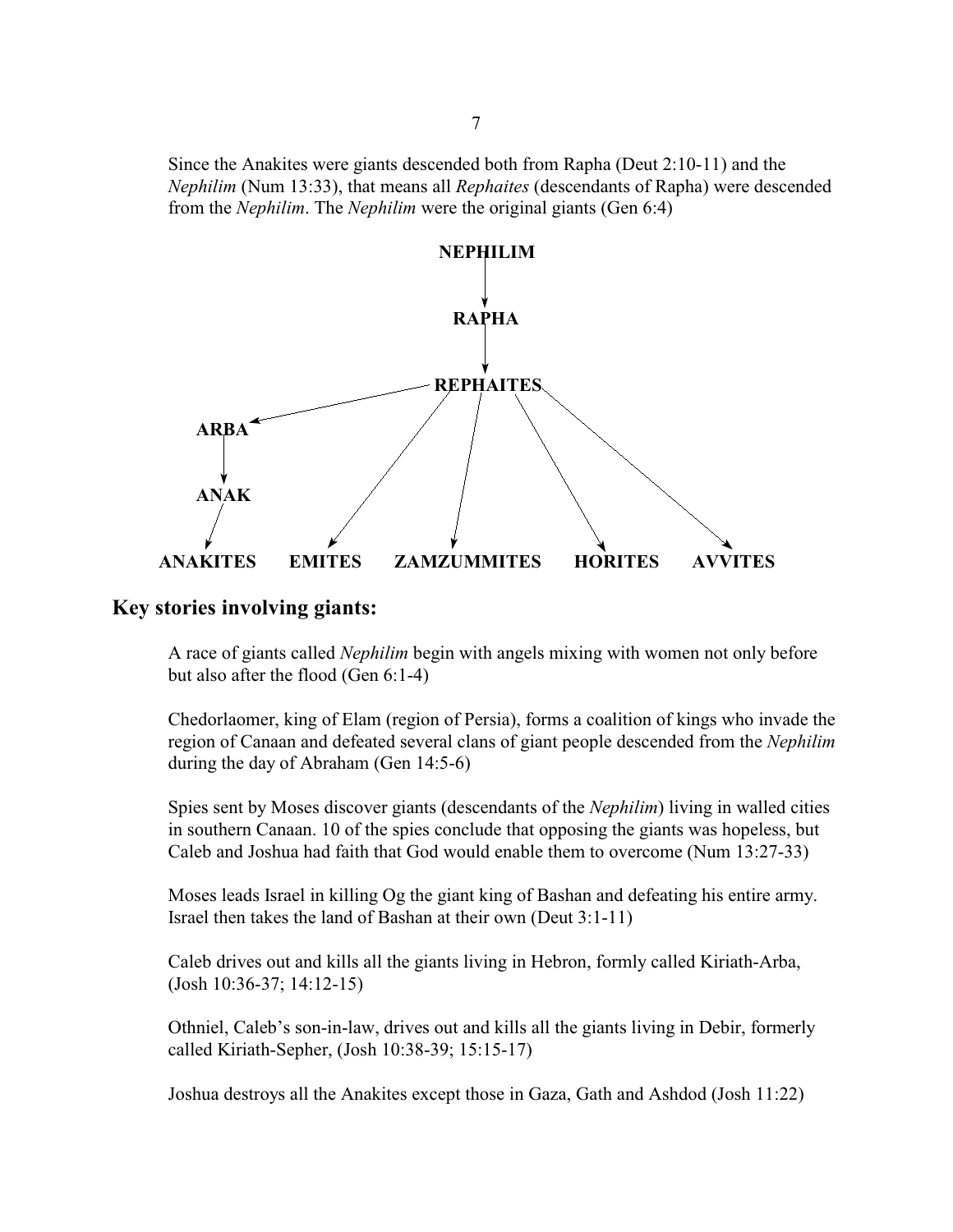Since the Anakites were giants descended both from Rapha (Deut 2:10-11) and the *Nephilim* (Num 13:33), that means all *Rephaites* (descendants of Rapha) were descended from the *Nephilim*. The *Nephilim* were the original giants (Gen 6:4)

```
                         NEPHILIM
                            |
                            v
                          RAPHA
                            |
                            v
                        REPHAITES
      ARBA <---------/   /    |    \      \
       |               /      |     \      \
       v              /       |      \      \
      ANAK           /        |       \      \
       |            v         v        v      v
       v
  ANAKITES     EMITES    ZAMZUMMITES   HORITES   AVVITES
```

## Key stories involving giants:

A race of giants called *Nephilim* begin with angels mixing with women not only before but also after the flood (Gen 6:1-4)

Chedorlaomer, king of Elam (region of Persia), forms a coalition of kings who invade the region of Canaan and defeated several clans of giant people descended from the *Nephilim* during the day of Abraham (Gen 14:5-6)

Spies sent by Moses discover giants (descendants of the *Nephilim*) living in walled cities in southern Canaan. 10 of the spies conclude that opposing the giants was hopeless, but Caleb and Joshua had faith that God would enable them to overcome (Num 13:27-33)

Moses leads Israel in killing Og the giant king of Bashan and defeating his entire army. Israel then takes the land of Bashan at their own (Deut 3:1-11)

Caleb drives out and kills all the giants living in Hebron, formly called Kiriath-Arba, (Josh 10:36-37; 14:12-15)

Othniel, Caleb's son-in-law, drives out and kills all the giants living in Debir, formerly called Kiriath-Sepher, (Josh 10:38-39; 15:15-17)

Joshua destroys all the Anakites except those in Gaza, Gath and Ashdod (Josh 11:22)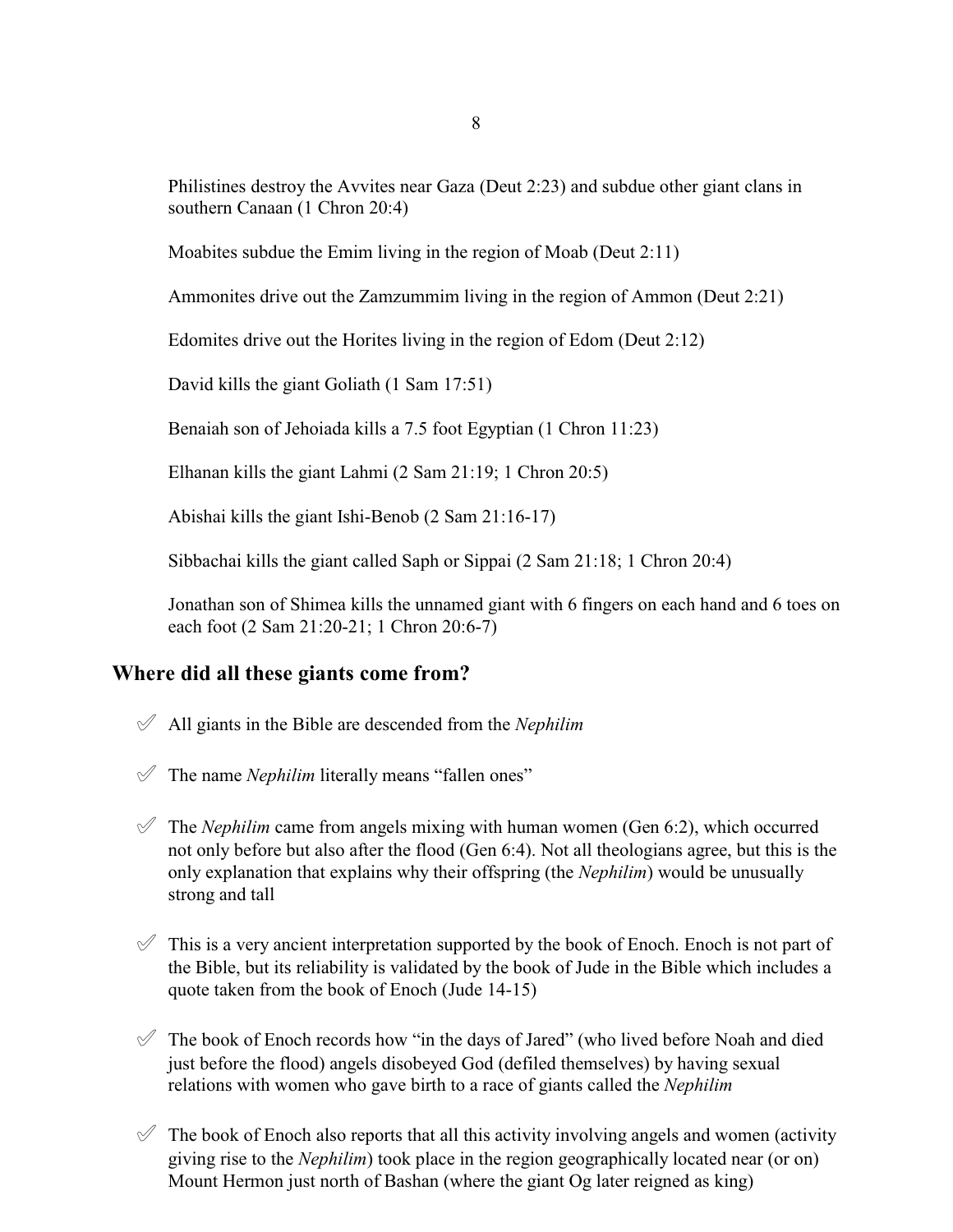Philistines destroy the Avvites near Gaza (Deut 2:23) and subdue other giant clans in southern Canaan (1 Chron 20:4)

Moabites subdue the Emim living in the region of Moab (Deut 2:11)

Ammonites drive out the Zamzummim living in the region of Ammon (Deut 2:21)

Edomites drive out the Horites living in the region of Edom (Deut 2:12)

David kills the giant Goliath (1 Sam 17:51)

Benaiah son of Jehoiada kills a 7.5 foot Egyptian (1 Chron 11:23)

Elhanan kills the giant Lahmi (2 Sam 21:19; 1 Chron 20:5)

Abishai kills the giant Ishi-Benob (2 Sam 21:16-17)

Sibbachai kills the giant called Saph or Sippai (2 Sam 21:18; 1 Chron 20:4)

Jonathan son of Shimea kills the unnamed giant with 6 fingers on each hand and 6 toes on each foot (2 Sam 21:20-21; 1 Chron 20:6-7)

## Where did all these giants come from?

- ✓ All giants in the Bible are descended from the *Nephilim*
- ✓ The name *Nephilim* literally means "fallen ones"
- ✓ The *Nephilim* came from angels mixing with human women (Gen 6:2), which occurred not only before but also after the flood (Gen 6:4). Not all theologians agree, but this is the only explanation that explains why their offspring (the *Nephilim*) would be unusually strong and tall
- ✓ This is a very ancient interpretation supported by the book of Enoch. Enoch is not part of the Bible, but its reliability is validated by the book of Jude in the Bible which includes a quote taken from the book of Enoch (Jude 14-15)
- ✓ The book of Enoch records how "in the days of Jared" (who lived before Noah and died just before the flood) angels disobeyed God (defiled themselves) by having sexual relations with women who gave birth to a race of giants called the *Nephilim*
- ✓ The book of Enoch also reports that all this activity involving angels and women (activity giving rise to the *Nephilim*) took place in the region geographically located near (or on) Mount Hermon just north of Bashan (where the giant Og later reigned as king)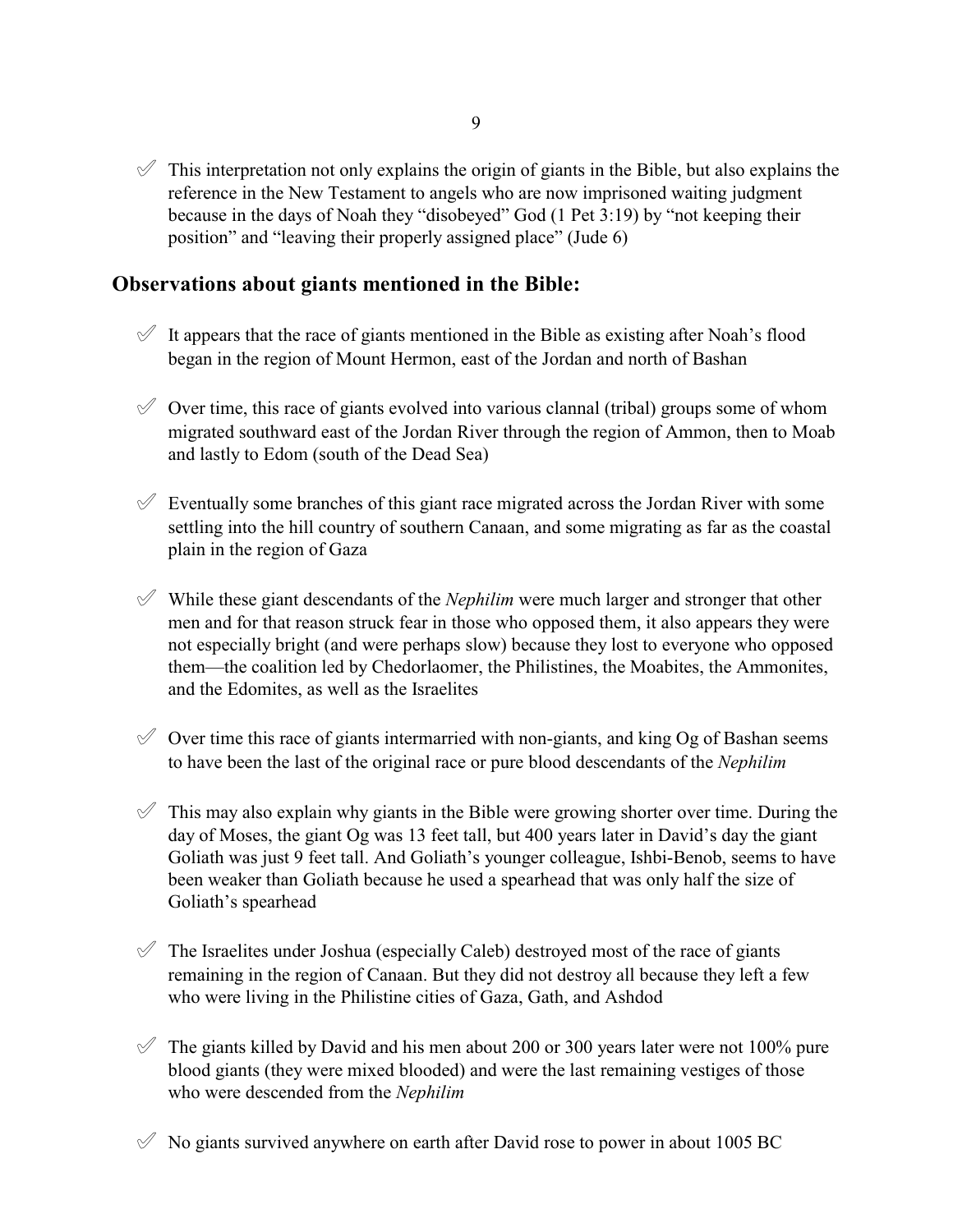✓ This interpretation not only explains the origin of giants in the Bible, but also explains the reference in the New Testament to angels who are now imprisoned waiting judgment because in the days of Noah they "disobeyed" God (1 Pet 3:19) by "not keeping their position" and "leaving their properly assigned place" (Jude 6)

## Observations about giants mentioned in the Bible:

✓ It appears that the race of giants mentioned in the Bible as existing after Noah's flood began in the region of Mount Hermon, east of the Jordan and north of Bashan

✓ Over time, this race of giants evolved into various clannal (tribal) groups some of whom migrated southward east of the Jordan River through the region of Ammon, then to Moab and lastly to Edom (south of the Dead Sea)

✓ Eventually some branches of this giant race migrated across the Jordan River with some settling into the hill country of southern Canaan, and some migrating as far as the coastal plain in the region of Gaza

✓ While these giant descendants of the *Nephilim* were much larger and stronger that other men and for that reason struck fear in those who opposed them, it also appears they were not especially bright (and were perhaps slow) because they lost to everyone who opposed them—the coalition led by Chedorlaomer, the Philistines, the Moabites, the Ammonites, and the Edomites, as well as the Israelites

✓ Over time this race of giants intermarried with non-giants, and king Og of Bashan seems to have been the last of the original race or pure blood descendants of the *Nephilim*

✓ This may also explain why giants in the Bible were growing shorter over time. During the day of Moses, the giant Og was 13 feet tall, but 400 years later in David's day the giant Goliath was just 9 feet tall. And Goliath's younger colleague, Ishbi-Benob, seems to have been weaker than Goliath because he used a spearhead that was only half the size of Goliath's spearhead

✓ The Israelites under Joshua (especially Caleb) destroyed most of the race of giants remaining in the region of Canaan. But they did not destroy all because they left a few who were living in the Philistine cities of Gaza, Gath, and Ashdod

✓ The giants killed by David and his men about 200 or 300 years later were not 100% pure blood giants (they were mixed blooded) and were the last remaining vestiges of those who were descended from the *Nephilim*

✓ No giants survived anywhere on earth after David rose to power in about 1005 BC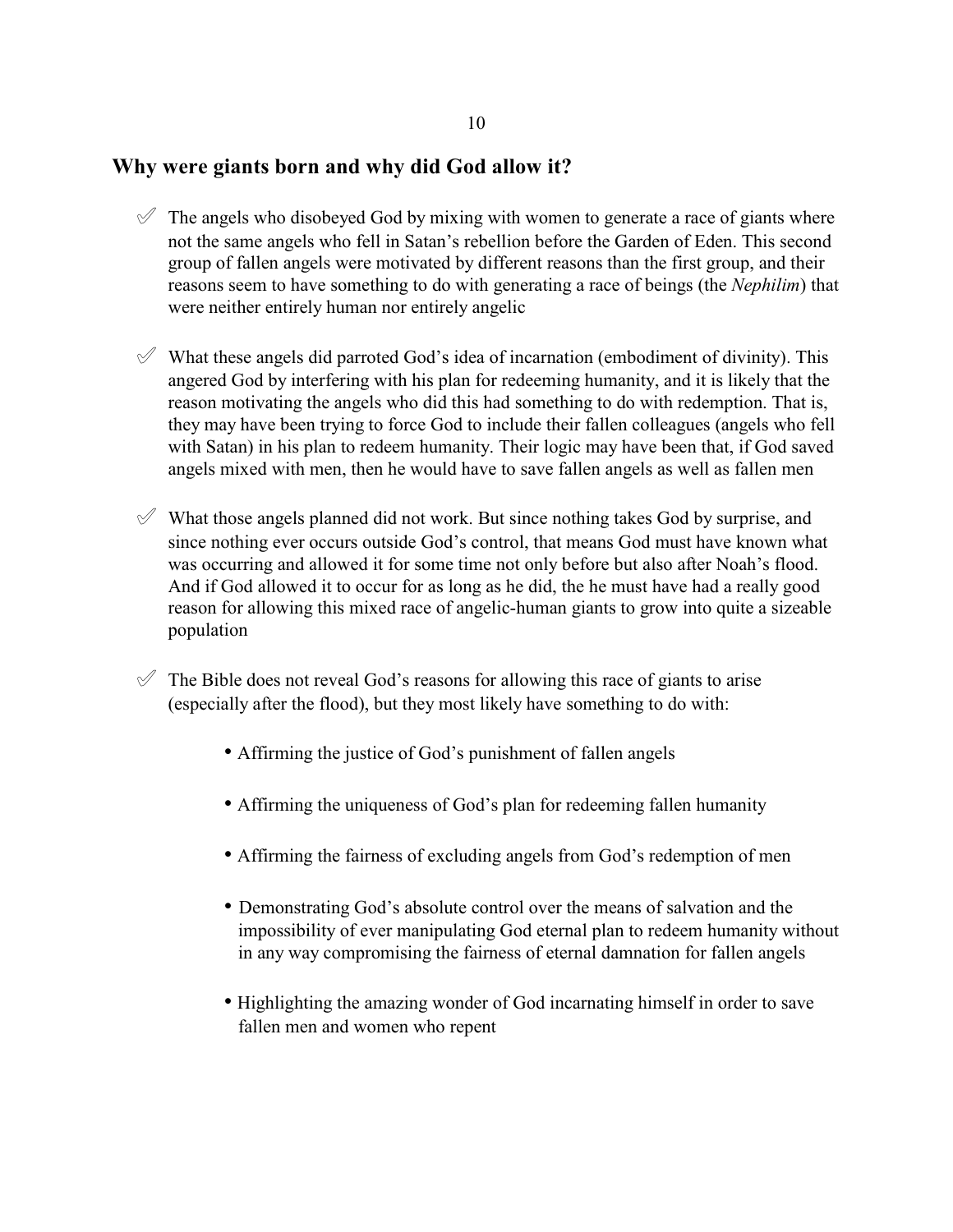## Why were giants born and why did God allow it?

- ✓ The angels who disobeyed God by mixing with women to generate a race of giants where not the same angels who fell in Satan's rebellion before the Garden of Eden. This second group of fallen angels were motivated by different reasons than the first group, and their reasons seem to have something to do with generating a race of beings (the *Nephilim*) that were neither entirely human nor entirely angelic

- ✓ What these angels did parroted God's idea of incarnation (embodiment of divinity). This angered God by interfering with his plan for redeeming humanity, and it is likely that the reason motivating the angels who did this had something to do with redemption. That is, they may have been trying to force God to include their fallen colleagues (angels who fell with Satan) in his plan to redeem humanity. Their logic may have been that, if God saved angels mixed with men, then he would have to save fallen angels as well as fallen men

- ✓ What those angels planned did not work. But since nothing takes God by surprise, and since nothing ever occurs outside God's control, that means God must have known what was occurring and allowed it for some time not only before but also after Noah's flood. And if God allowed it to occur for as long as he did, the he must have had a really good reason for allowing this mixed race of angelic-human giants to grow into quite a sizeable population

- ✓ The Bible does not reveal God's reasons for allowing this race of giants to arise (especially after the flood), but they most likely have something to do with:

  - Affirming the justice of God's punishment of fallen angels
  - Affirming the uniqueness of God's plan for redeeming fallen humanity
  - Affirming the fairness of excluding angels from God's redemption of men
  - Demonstrating God's absolute control over the means of salvation and the impossibility of ever manipulating God eternal plan to redeem humanity without in any way compromising the fairness of eternal damnation for fallen angels
  - Highlighting the amazing wonder of God incarnating himself in order to save fallen men and women who repent